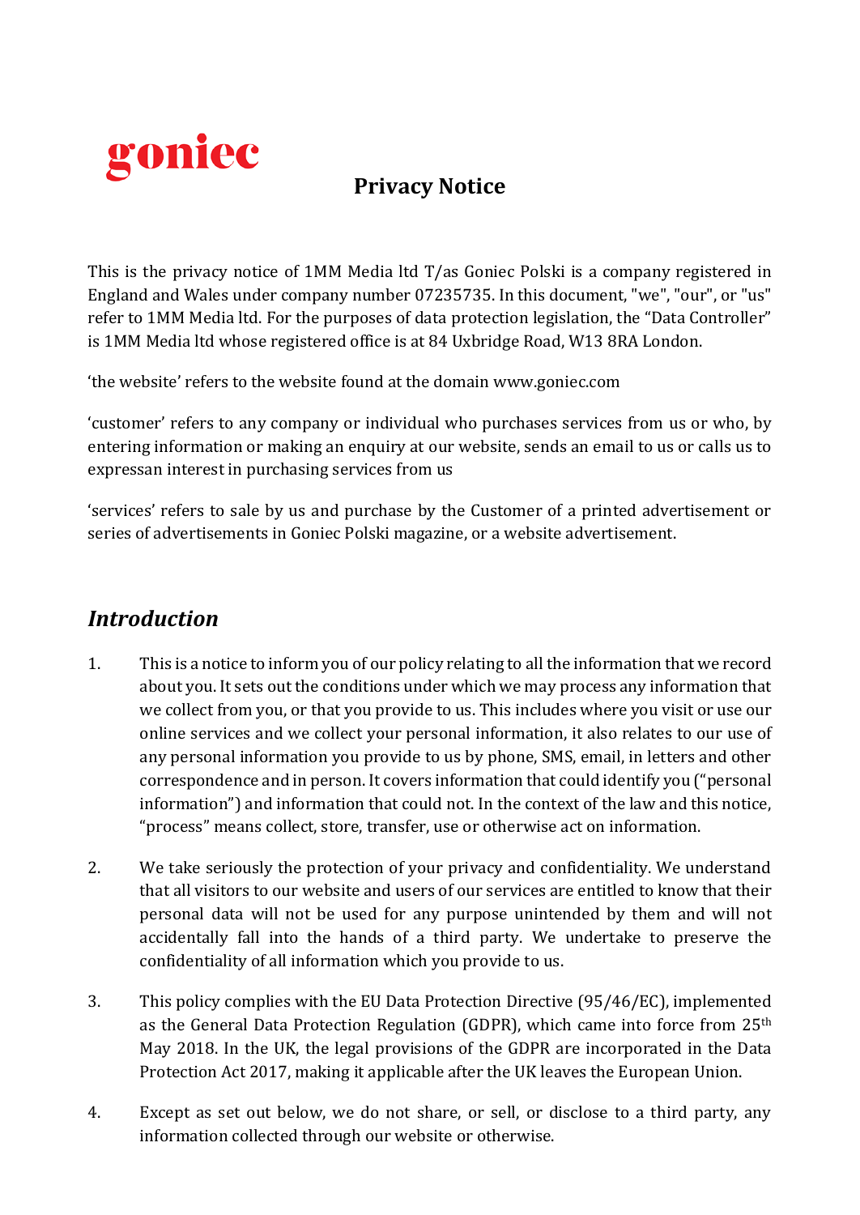goniec

# Privacy Notice

This is the privacy notice of 1MM Media ltd T/as Goniec Polski is a company registered in England and Wales under company number 07235735. In this document, "we", "our", or "us" refer to 1MM Media ltd. For the purposes of data protection legislation, the “Data Controller” is 1MM Media ltd whose registered office is at 84 Uxbridge Road, W13 8RA London.

‘the website’ refers to the website found at the domain www.goniec.com

‘customer’ refers to any company or individual who purchases services from us or who, by entering information or making an enquiry at our website, sends an email to us or calls us to expressan interest in purchasing services from us

‘services’ refers to sale by us and purchase by the Customer of a printed advertisement or series of advertisements in Goniec Polski magazine, or a website advertisement.

## *Introduction*

1. This is a notice to inform you of our policy relating to all the information that we record about you. It sets out the conditions under which we may process any information that we collect from you, or that you provide to us. This includes where you visit or use our online services and we collect your personal information, it also relates to our use of any personal information you provide to us by phone, SMS, email, in letters and other correspondence and in person. It covers information that could identify you (“personal information”) and information that could not. In the context of the law and this notice, “process” means collect, store, transfer, use or otherwise act on information.

2. We take seriously the protection of your privacy and confidentiality. We understand that all visitors to our website and users of our services are entitled to know that their personal data will not be used for any purpose unintended by them and will not accidentally fall into the hands of a third party. We undertake to preserve the confidentiality of all information which you provide to us.

3. This policy complies with the EU Data Protection Directive (95/46/EC), implemented as the General Data Protection Regulation (GDPR), which came into force from 25th May 2018. In the UK, the legal provisions of the GDPR are incorporated in the Data Protection Act 2017, making it applicable after the UK leaves the European Union.

4. Except as set out below, we do not share, or sell, or disclose to a third party, any information collected through our website or otherwise.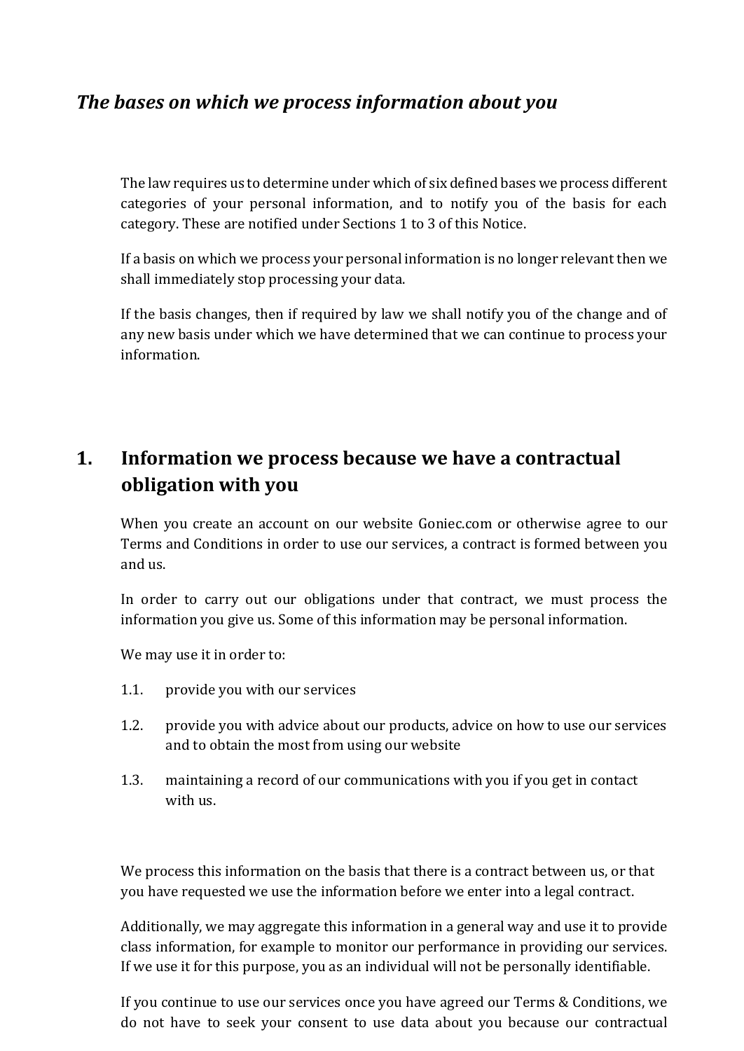## *The bases on which we process information about you*

The law requires us to determine under which of six defined bases we process different categories of your personal information, and to notify you of the basis for each category. These are notified under Sections 1 to 3 of this Notice.

If a basis on which we process your personal information is no longer relevant then we shall immediately stop processing your data.

If the basis changes, then if required by law we shall notify you of the change and of any new basis under which we have determined that we can continue to process your information.

## 1. Information we process because we have a contractual obligation with you

When you create an account on our website Goniec.com or otherwise agree to our Terms and Conditions in order to use our services, a contract is formed between you and us.

In order to carry out our obligations under that contract, we must process the information you give us. Some of this information may be personal information.

We may use it in order to:

1.1. provide you with our services

1.2. provide you with advice about our products, advice on how to use our services and to obtain the most from using our website

1.3. maintaining a record of our communications with you if you get in contact with us.

We process this information on the basis that there is a contract between us, or that you have requested we use the information before we enter into a legal contract.

Additionally, we may aggregate this information in a general way and use it to provide class information, for example to monitor our performance in providing our services. If we use it for this purpose, you as an individual will not be personally identifiable.

If you continue to use our services once you have agreed our Terms & Conditions, we do not have to seek your consent to use data about you because our contractual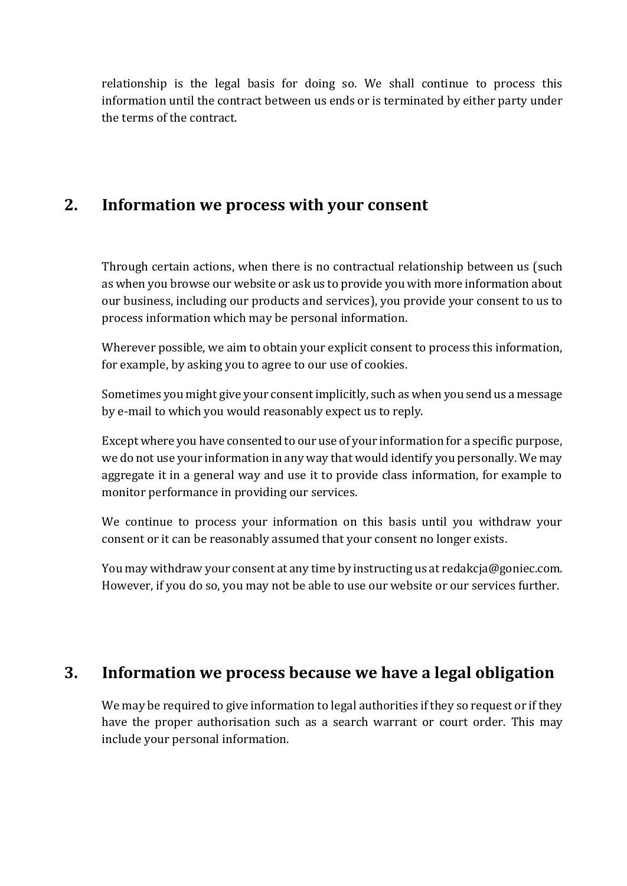relationship is the legal basis for doing so. We shall continue to process this information until the contract between us ends or is terminated by either party under the terms of the contract.

## 2. Information we process with your consent

Through certain actions, when there is no contractual relationship between us (such as when you browse our website or ask us to provide you with more information about our business, including our products and services), you provide your consent to us to process information which may be personal information.

Wherever possible, we aim to obtain your explicit consent to process this information, for example, by asking you to agree to our use of cookies.

Sometimes you might give your consent implicitly, such as when you send us a message by e-mail to which you would reasonably expect us to reply.

Except where you have consented to our use of your information for a specific purpose, we do not use your information in any way that would identify you personally. We may aggregate it in a general way and use it to provide class information, for example to monitor performance in providing our services.

We continue to process your information on this basis until you withdraw your consent or it can be reasonably assumed that your consent no longer exists.

You may withdraw your consent at any time by instructing us at redakcja@goniec.com. However, if you do so, you may not be able to use our website or our services further.

## 3. Information we process because we have a legal obligation

We may be required to give information to legal authorities if they so request or if they have the proper authorisation such as a search warrant or court order. This may include your personal information.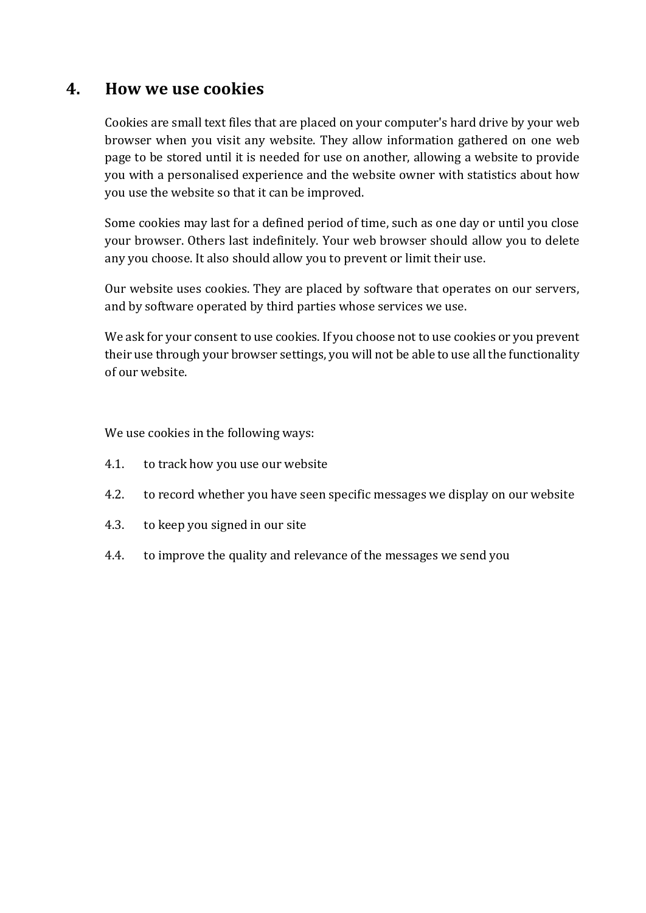## 4. How we use cookies

Cookies are small text files that are placed on your computer's hard drive by your web browser when you visit any website. They allow information gathered on one web page to be stored until it is needed for use on another, allowing a website to provide you with a personalised experience and the website owner with statistics about how you use the website so that it can be improved.

Some cookies may last for a defined period of time, such as one day or until you close your browser. Others last indefinitely. Your web browser should allow you to delete any you choose. It also should allow you to prevent or limit their use.

Our website uses cookies. They are placed by software that operates on our servers, and by software operated by third parties whose services we use.

We ask for your consent to use cookies. If you choose not to use cookies or you prevent their use through your browser settings, you will not be able to use all the functionality of our website.

We use cookies in the following ways:

4.1. to track how you use our website

4.2. to record whether you have seen specific messages we display on our website

4.3. to keep you signed in our site

4.4. to improve the quality and relevance of the messages we send you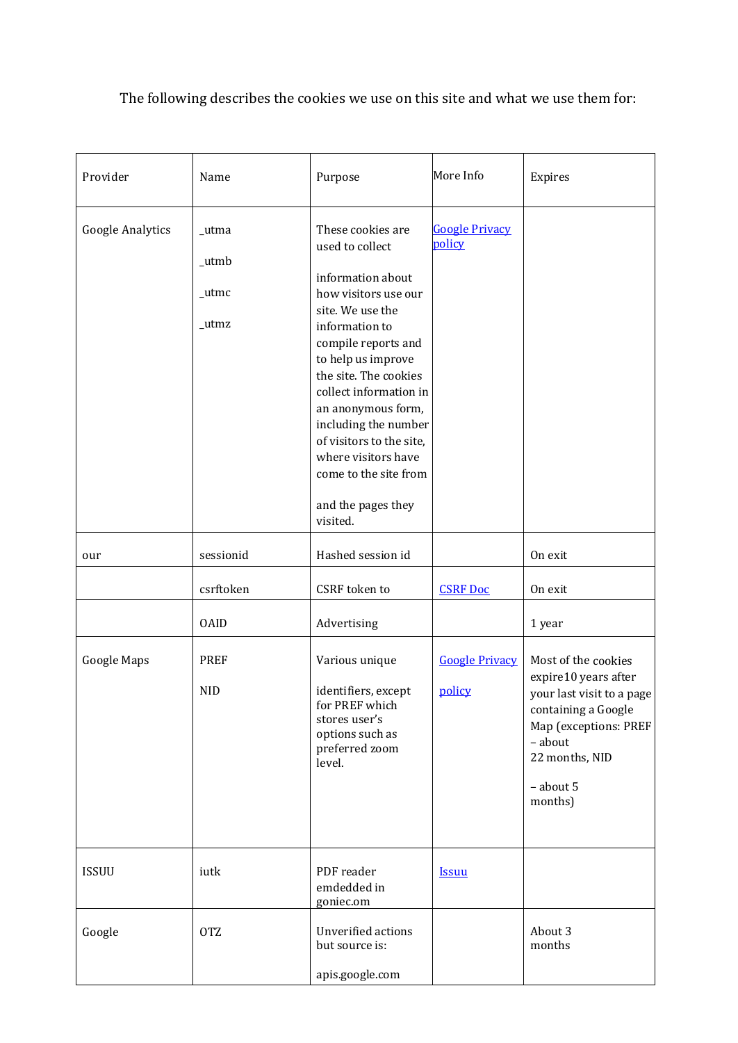The following describes the cookies we use on this site and what we use them for:

| Provider | Name | Purpose | More Info | Expires |
|---|---|---|---|---|
| Google Analytics | _utma<br>_utmb<br>_utmc<br>_utmz | These cookies are used to collect information about how visitors use our site. We use the information to compile reports and to help us improve the site. The cookies collect information in an anonymous form, including the number of visitors to the site, where visitors have come to the site from and the pages they visited. | Google Privacy policy | |
| our | sessionid | Hashed session id | | On exit |
| | csrftoken | CSRF token to | CSRF Doc | On exit |
| | OAID | Advertising | | 1 year |
| Google Maps | PREF<br>NID | Various unique identifiers, except for PREF which stores user's options such as preferred zoom level. | Google Privacy policy | Most of the cookies expire10 years after your last visit to a page containing a Google Map (exceptions: PREF – about 22 months, NID – about 5 months) |
| ISSUU | iutk | PDF reader emdedded in goniec.com | Issuu | |
| Google | OTZ | Unverified actions but source is: apis.google.com | | About 3 months |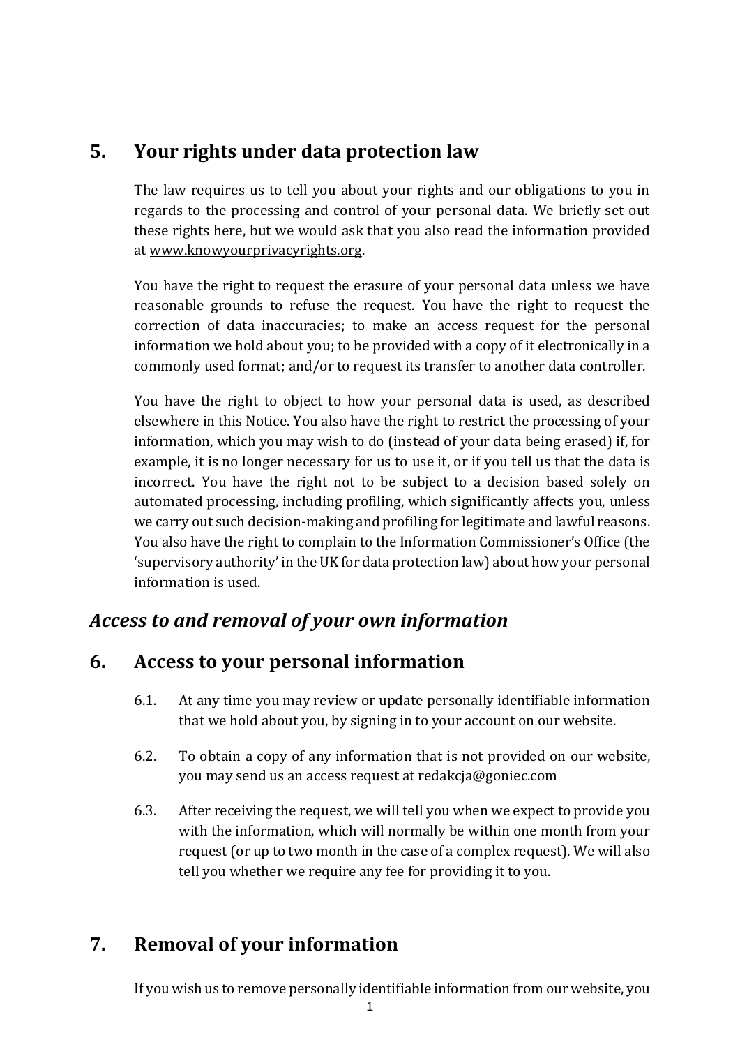## 5. Your rights under data protection law

The law requires us to tell you about your rights and our obligations to you in regards to the processing and control of your personal data. We briefly set out these rights here, but we would ask that you also read the information provided at [www.knowyourprivacyrights.org](www.knowyourprivacyrights.org).

You have the right to request the erasure of your personal data unless we have reasonable grounds to refuse the request. You have the right to request the correction of data inaccuracies; to make an access request for the personal information we hold about you; to be provided with a copy of it electronically in a commonly used format; and/or to request its transfer to another data controller.

You have the right to object to how your personal data is used, as described elsewhere in this Notice. You also have the right to restrict the processing of your information, which you may wish to do (instead of your data being erased) if, for example, it is no longer necessary for us to use it, or if you tell us that the data is incorrect. You have the right not to be subject to a decision based solely on automated processing, including profiling, which significantly affects you, unless we carry out such decision-making and profiling for legitimate and lawful reasons. You also have the right to complain to the Information Commissioner's Office (the 'supervisory authority' in the UK for data protection law) about how your personal information is used.

## *Access to and removal of your own information*

## 6. Access to your personal information

6.1. At any time you may review or update personally identifiable information that we hold about you, by signing in to your account on our website.

6.2. To obtain a copy of any information that is not provided on our website, you may send us an access request at redakcja@goniec.com

6.3. After receiving the request, we will tell you when we expect to provide you with the information, which will normally be within one month from your request (or up to two month in the case of a complex request). We will also tell you whether we require any fee for providing it to you.

## 7. Removal of your information

If you wish us to remove personally identifiable information from our website, you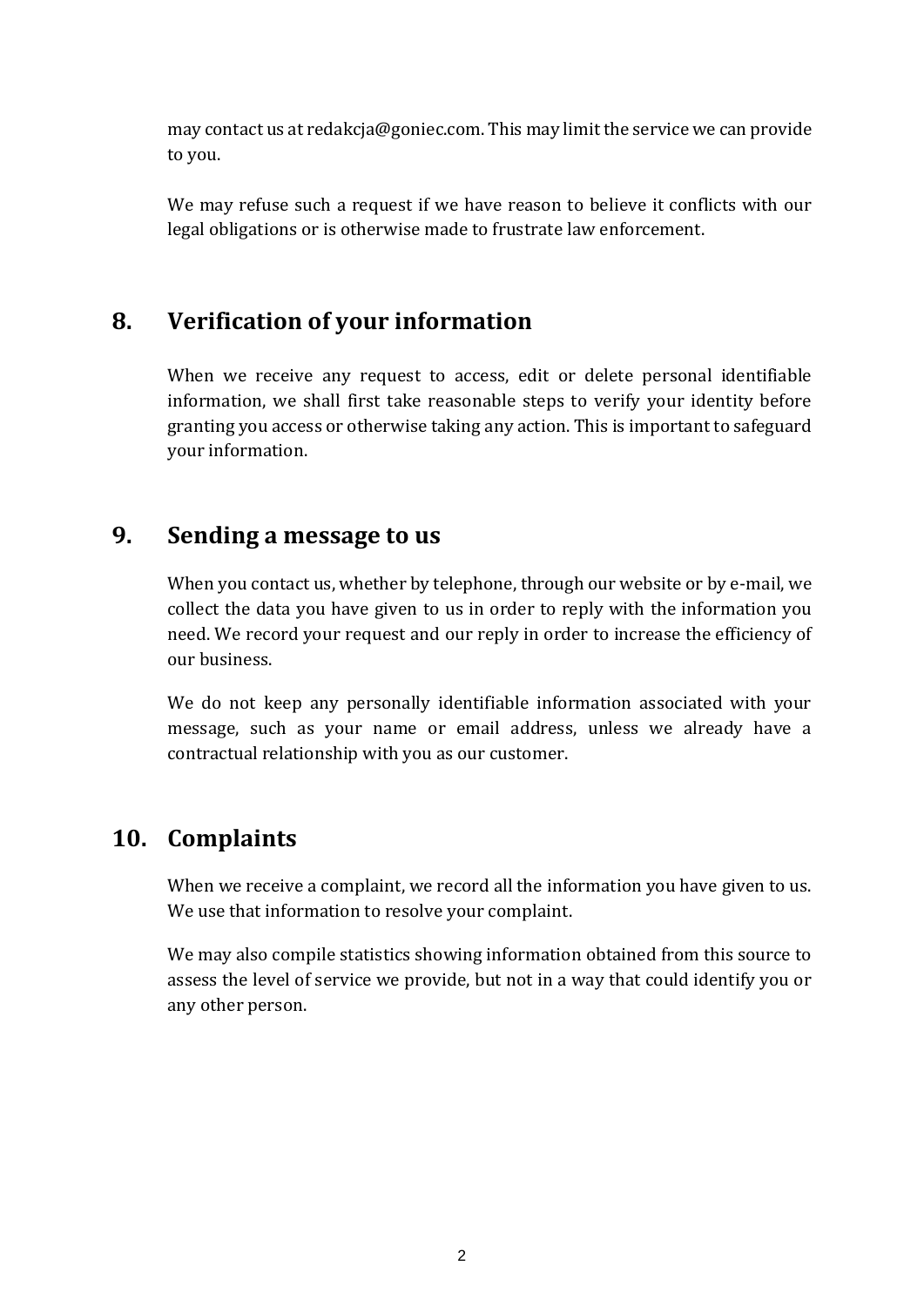may contact us at redakcja@goniec.com. This may limit the service we can provide to you.

We may refuse such a request if we have reason to believe it conflicts with our legal obligations or is otherwise made to frustrate law enforcement.

## 8. Verification of your information

When we receive any request to access, edit or delete personal identifiable information, we shall first take reasonable steps to verify your identity before granting you access or otherwise taking any action. This is important to safeguard your information.

## 9. Sending a message to us

When you contact us, whether by telephone, through our website or by e-mail, we collect the data you have given to us in order to reply with the information you need. We record your request and our reply in order to increase the efficiency of our business.

We do not keep any personally identifiable information associated with your message, such as your name or email address, unless we already have a contractual relationship with you as our customer.

## 10. Complaints

When we receive a complaint, we record all the information you have given to us. We use that information to resolve your complaint.

We may also compile statistics showing information obtained from this source to assess the level of service we provide, but not in a way that could identify you or any other person.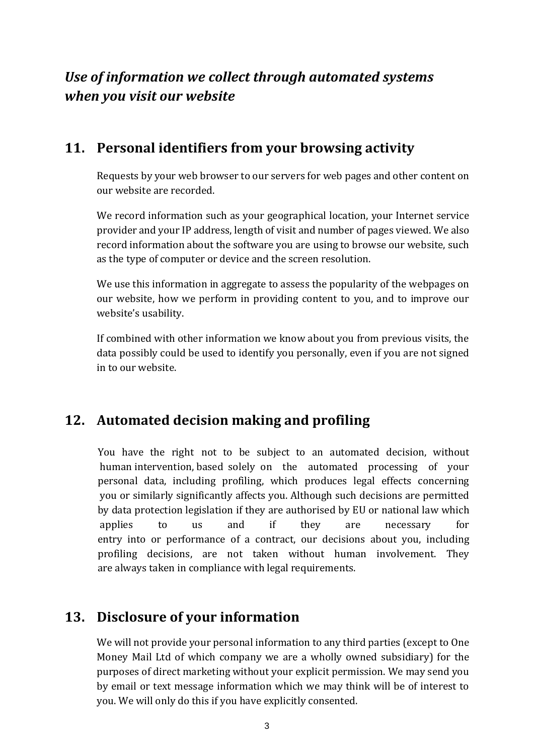*Use of information we collect through automated systems when you visit our website*

## 11. Personal identifiers from your browsing activity

Requests by your web browser to our servers for web pages and other content on our website are recorded.

We record information such as your geographical location, your Internet service provider and your IP address, length of visit and number of pages viewed. We also record information about the software you are using to browse our website, such as the type of computer or device and the screen resolution.

We use this information in aggregate to assess the popularity of the webpages on our website, how we perform in providing content to you, and to improve our website's usability.

If combined with other information we know about you from previous visits, the data possibly could be used to identify you personally, even if you are not signed in to our website.

## 12. Automated decision making and profiling

You have the right not to be subject to an automated decision, without human intervention, based solely on the automated processing of your personal data, including profiling, which produces legal effects concerning you or similarly significantly affects you. Although such decisions are permitted by data protection legislation if they are authorised by EU or national law which applies to us and if they are necessary for entry into or performance of a contract, our decisions about you, including profiling decisions, are not taken without human involvement. They are always taken in compliance with legal requirements.

## 13. Disclosure of your information

We will not provide your personal information to any third parties (except to One Money Mail Ltd of which company we are a wholly owned subsidiary) for the purposes of direct marketing without your explicit permission. We may send you by email or text message information which we may think will be of interest to you. We will only do this if you have explicitly consented.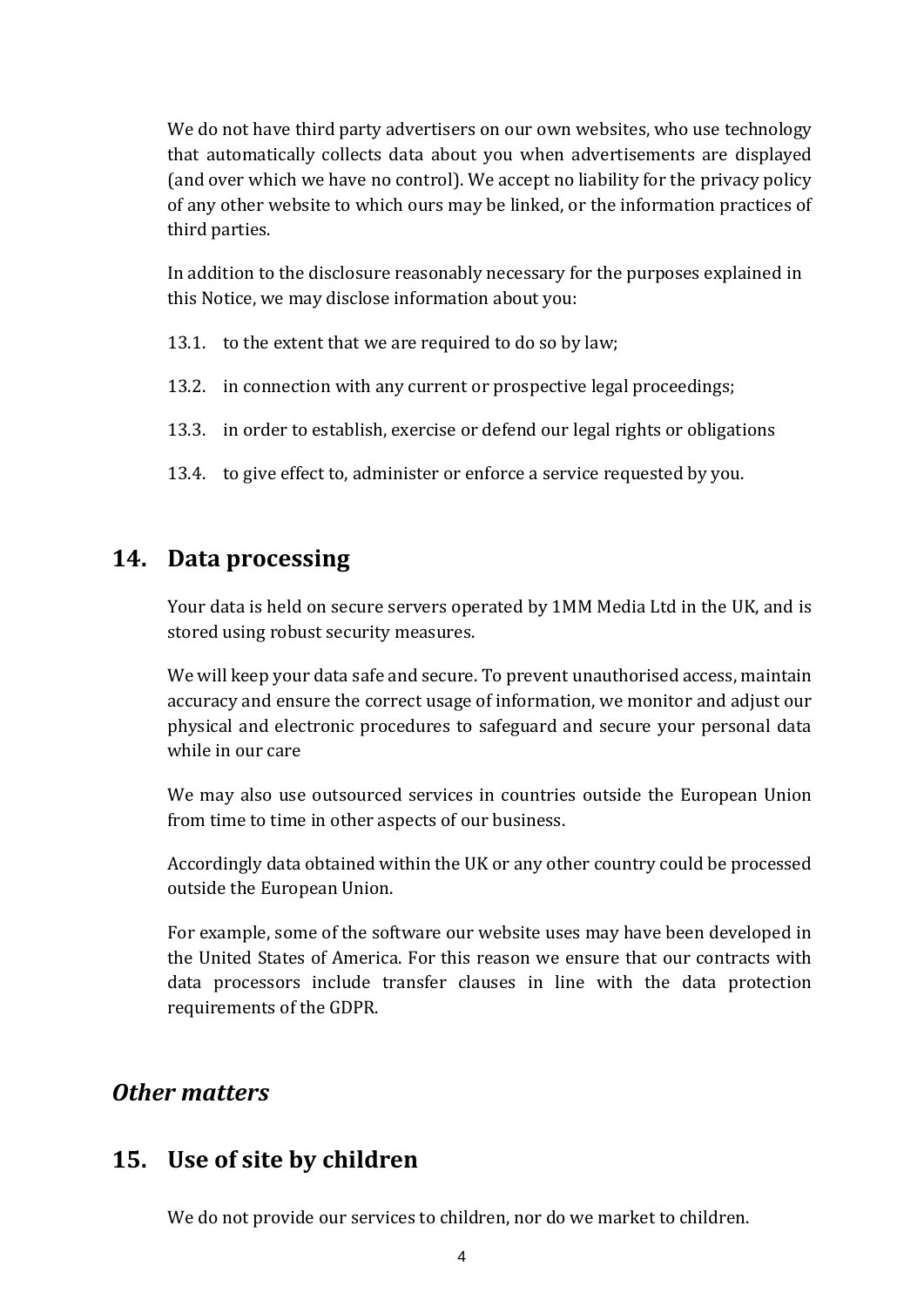We do not have third party advertisers on our own websites, who use technology that automatically collects data about you when advertisements are displayed (and over which we have no control). We accept no liability for the privacy policy of any other website to which ours may be linked, or the information practices of third parties.

In addition to the disclosure reasonably necessary for the purposes explained in this Notice, we may disclose information about you:

13.1. to the extent that we are required to do so by law;

13.2. in connection with any current or prospective legal proceedings;

13.3. in order to establish, exercise or defend our legal rights or obligations

13.4. to give effect to, administer or enforce a service requested by you.

## 14. Data processing

Your data is held on secure servers operated by 1MM Media Ltd in the UK, and is stored using robust security measures.

We will keep your data safe and secure. To prevent unauthorised access, maintain accuracy and ensure the correct usage of information, we monitor and adjust our physical and electronic procedures to safeguard and secure your personal data while in our care

We may also use outsourced services in countries outside the European Union from time to time in other aspects of our business.

Accordingly data obtained within the UK or any other country could be processed outside the European Union.

For example, some of the software our website uses may have been developed in the United States of America. For this reason we ensure that our contracts with data processors include transfer clauses in line with the data protection requirements of the GDPR.

## *Other matters*

## 15. Use of site by children

We do not provide our services to children, nor do we market to children.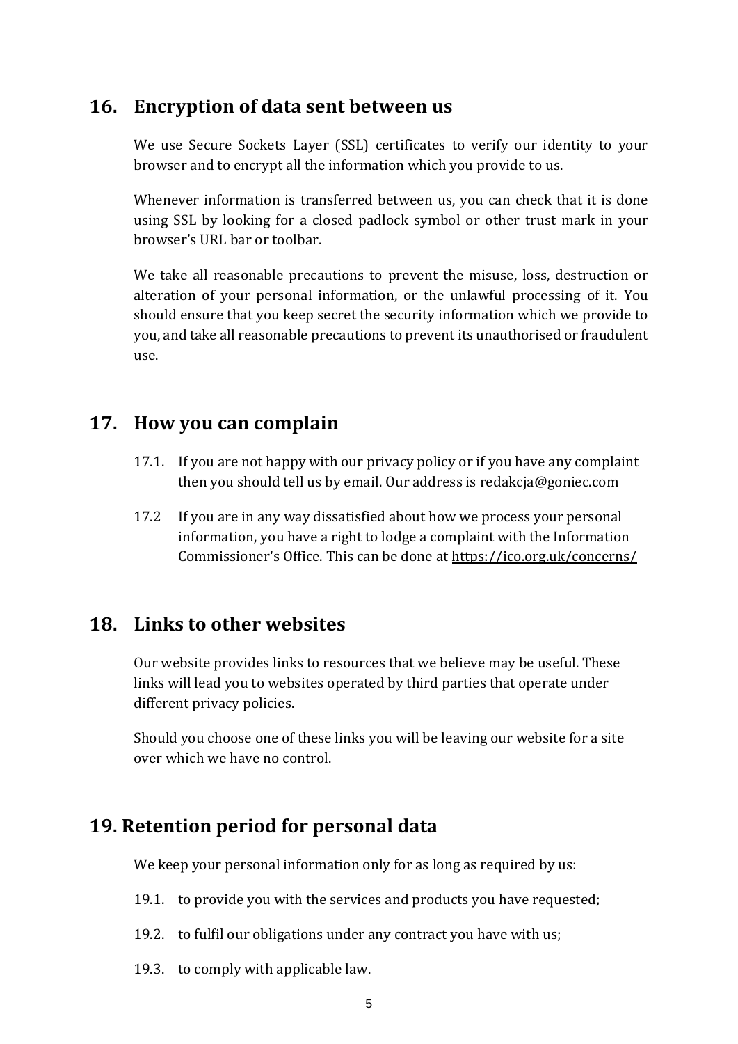## 16. Encryption of data sent between us

We use Secure Sockets Layer (SSL) certificates to verify our identity to your browser and to encrypt all the information which you provide to us.

Whenever information is transferred between us, you can check that it is done using SSL by looking for a closed padlock symbol or other trust mark in your browser's URL bar or toolbar.

We take all reasonable precautions to prevent the misuse, loss, destruction or alteration of your personal information, or the unlawful processing of it. You should ensure that you keep secret the security information which we provide to you, and take all reasonable precautions to prevent its unauthorised or fraudulent use.

## 17. How you can complain

17.1. If you are not happy with our privacy policy or if you have any complaint then you should tell us by email. Our address is redakcja@goniec.com

17.2 If you are in any way dissatisfied about how we process your personal information, you have a right to lodge a complaint with the Information Commissioner's Office. This can be done at https://ico.org.uk/concerns/

## 18. Links to other websites

Our website provides links to resources that we believe may be useful. These links will lead you to websites operated by third parties that operate under different privacy policies.

Should you choose one of these links you will be leaving our website for a site over which we have no control.

## 19. Retention period for personal data

We keep your personal information only for as long as required by us:

19.1. to provide you with the services and products you have requested;

19.2. to fulfil our obligations under any contract you have with us;

19.3. to comply with applicable law.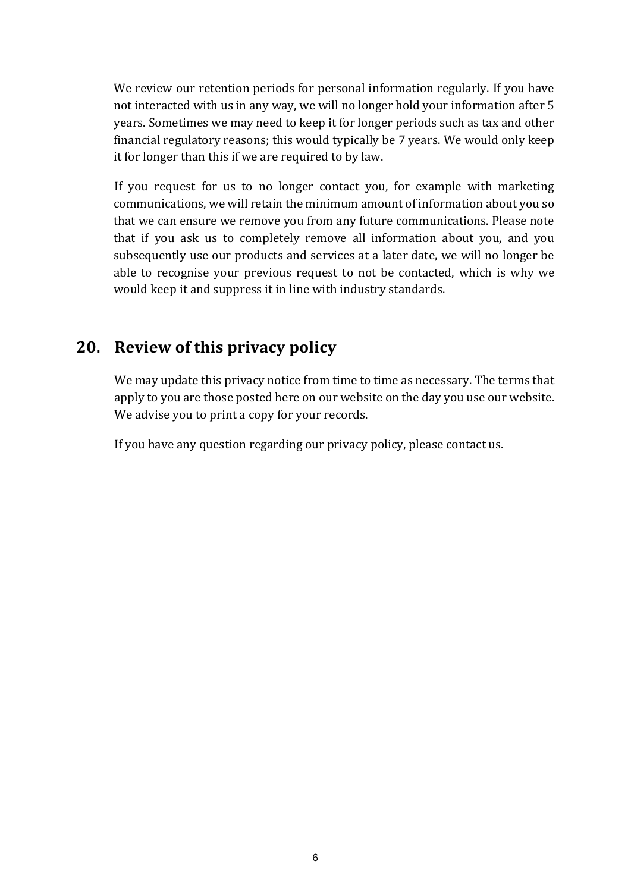We review our retention periods for personal information regularly. If you have not interacted with us in any way, we will no longer hold your information after 5 years. Sometimes we may need to keep it for longer periods such as tax and other financial regulatory reasons; this would typically be 7 years. We would only keep it for longer than this if we are required to by law.

If you request for us to no longer contact you, for example with marketing communications, we will retain the minimum amount of information about you so that we can ensure we remove you from any future communications. Please note that if you ask us to completely remove all information about you, and you subsequently use our products and services at a later date, we will no longer be able to recognise your previous request to not be contacted, which is why we would keep it and suppress it in line with industry standards.

## 20. Review of this privacy policy

We may update this privacy notice from time to time as necessary. The terms that apply to you are those posted here on our website on the day you use our website. We advise you to print a copy for your records.

If you have any question regarding our privacy policy, please contact us.